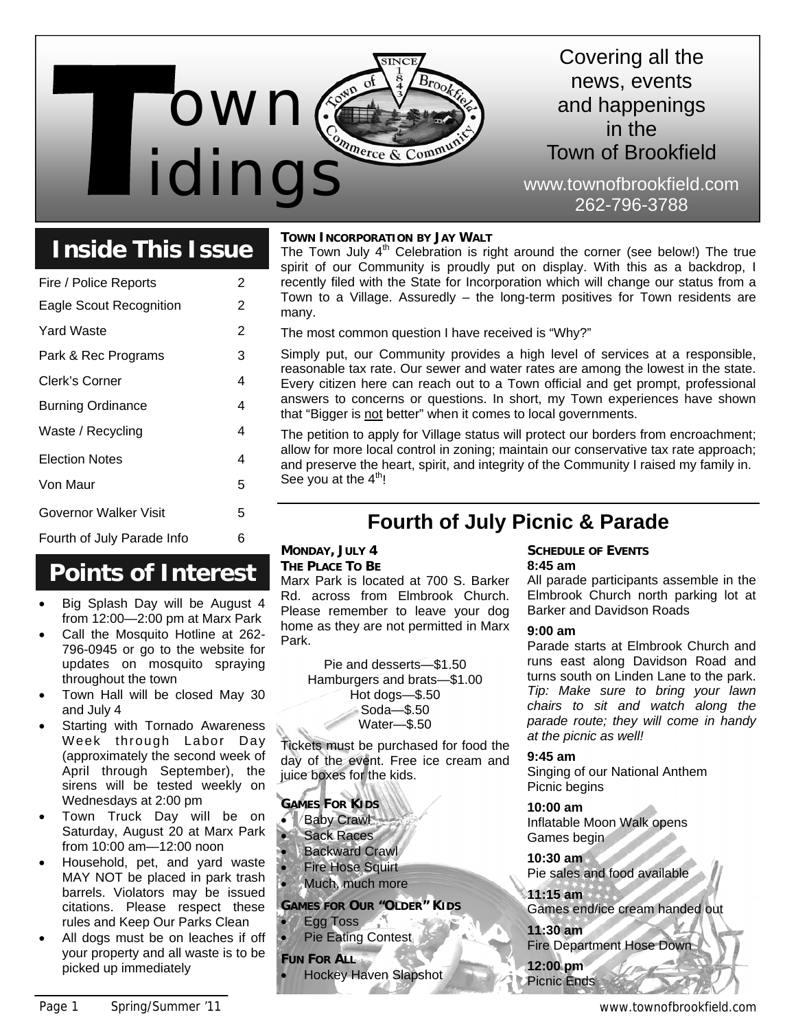# Town Tidings

Covering all the news, events and happenings in the Town of Brookfield

www.townofbrookfield.com
262-796-3788

## Inside This Issue

| | |
|---|---|
| Fire / Police Reports | 2 |
| Eagle Scout Recognition | 2 |
| Yard Waste | 2 |
| Park & Rec Programs | 3 |
| Clerk's Corner | 4 |
| Burning Ordinance | 4 |
| Waste / Recycling | 4 |
| Election Notes | 4 |
| Von Maur | 5 |
| Governor Walker Visit | 5 |
| Fourth of July Parade Info | 6 |

## Points of Interest

- Big Splash Day will be August 4 from 12:00—2:00 pm at Marx Park
- Call the Mosquito Hotline at 262-796-0945 or go to the website for updates on mosquito spraying throughout the town
- Town Hall will be closed May 30 and July 4
- Starting with Tornado Awareness Week through Labor Day (approximately the second week of April through September), the sirens will be tested weekly on Wednesdays at 2:00 pm
- Town Truck Day will be on Saturday, August 20 at Marx Park from 10:00 am—12:00 noon
- Household, pet, and yard waste MAY NOT be placed in park trash barrels. Violators may be issued citations. Please respect these rules and Keep Our Parks Clean
- All dogs must be on leaches if off your property and all waste is to be picked up immediately

### Town Incorporation by Jay Walt

The Town July 4th Celebration is right around the corner (see below!) The true spirit of our Community is proudly put on display. With this as a backdrop, I recently filed with the State for Incorporation which will change our status from a Town to a Village. Assuredly – the long-term positives for Town residents are many.

The most common question I have received is "Why?"

Simply put, our Community provides a high level of services at a responsible, reasonable tax rate. Our sewer and water rates are among the lowest in the state. Every citizen here can reach out to a Town official and get prompt, professional answers to concerns or questions. In short, my Town experiences have shown that "Bigger is not better" when it comes to local governments.

The petition to apply for Village status will protect our borders from encroachment; allow for more local control in zoning; maintain our conservative tax rate approach; and preserve the heart, spirit, and integrity of the Community I raised my family in. See you at the 4th!

## Fourth of July Picnic & Parade

### Monday, July 4

### The Place To Be

Marx Park is located at 700 S. Barker Rd. across from Elmbrook Church. Please remember to leave your dog home as they are not permitted in Marx Park.

Pie and desserts—$1.50
Hamburgers and brats—$1.00
Hot dogs—$.50
Soda—$.50
Water—$.50

Tickets must be purchased for food the day of the event. Free ice cream and juice boxes for the kids.

### Games For Kids

- Baby Crawl
- Sack Races
- Backward Crawl
- Fire Hose Squirt
- Much, much more

### Games for Our "Older" Kids

- Egg Toss
- Pie Eating Contest

### Fun For All

- Hockey Haven Slapshot

### Schedule of Events

**8:45 am**
All parade participants assemble in the Elmbrook Church north parking lot at Barker and Davidson Roads

**9:00 am**
Parade starts at Elmbrook Church and runs east along Davidson Road and turns south on Linden Lane to the park. *Tip: Make sure to bring your lawn chairs to sit and watch along the parade route; they will come in handy at the picnic as well!*

**9:45 am**
Singing of our National Anthem
Picnic begins

**10:00 am**
Inflatable Moon Walk opens
Games begin

**10:30 am**
Pie sales and food available

**11:15 am**
Games end/ice cream handed out

**11:30 am**
Fire Department Hose Down

**12:00 pm**
Picnic Ends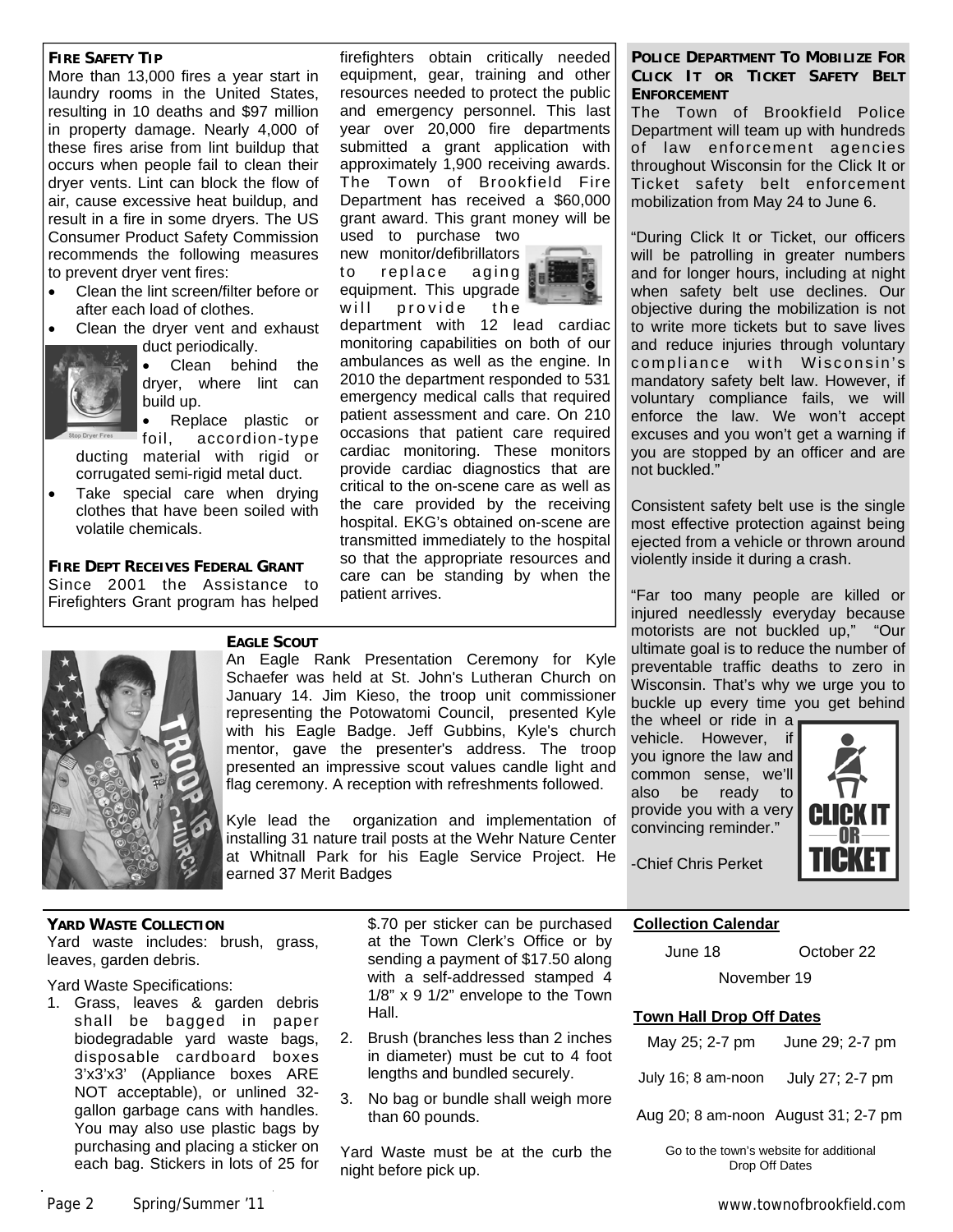### FIRE SAFETY TIP

More than 13,000 fires a year start in laundry rooms in the United States, resulting in 10 deaths and $97 million in property damage. Nearly 4,000 of these fires arise from lint buildup that occurs when people fail to clean their dryer vents. Lint can block the flow of air, cause excessive heat buildup, and result in a fire in some dryers. The US Consumer Product Safety Commission recommends the following measures to prevent dryer vent fires:

- Clean the lint screen/filter before or after each load of clothes.
- Clean the dryer vent and exhaust duct periodically.
- Clean behind the dryer, where lint can build up.
- Replace plastic or foil, accordion-type ducting material with rigid or corrugated semi-rigid metal duct.
- Take special care when drying clothes that have been soiled with volatile chemicals.

### FIRE DEPT RECEIVES FEDERAL GRANT

Since 2001 the Assistance to Firefighters Grant program has helped firefighters obtain critically needed equipment, gear, training and other resources needed to protect the public and emergency personnel. This last year over 20,000 fire departments submitted a grant application with approximately 1,900 receiving awards. The Town of Brookfield Fire Department has received a $60,000 grant award. This grant money will be used to purchase two new monitor/defibrillators to replace aging equipment. This upgrade will provide the department with 12 lead cardiac monitoring capabilities on both of our ambulances as well as the engine. In 2010 the department responded to 531 emergency medical calls that required patient assessment and care. On 210 occasions that patient care required cardiac monitoring. These monitors provide cardiac diagnostics that are critical to the on-scene care as well as the care provided by the receiving hospital. EKG's obtained on-scene are transmitted immediately to the hospital so that the appropriate resources and care can be standing by when the patient arrives.

### POLICE DEPARTMENT TO MOBILIZE FOR CLICK IT OR TICKET SAFETY BELT ENFORCEMENT

The Town of Brookfield Police Department will team up with hundreds of law enforcement agencies throughout Wisconsin for the Click It or Ticket safety belt enforcement mobilization from May 24 to June 6.

"During Click It or Ticket, our officers will be patrolling in greater numbers and for longer hours, including at night when safety belt use declines. Our objective during the mobilization is not to write more tickets but to save lives and reduce injuries through voluntary compliance with Wisconsin's mandatory safety belt law. However, if voluntary compliance fails, we will enforce the law. We won't accept excuses and you won't get a warning if you are stopped by an officer and are not buckled."

Consistent safety belt use is the single most effective protection against being ejected from a vehicle or thrown around violently inside it during a crash.

"Far too many people are killed or injured needlessly everyday because motorists are not buckled up," "Our ultimate goal is to reduce the number of preventable traffic deaths to zero in Wisconsin. That's why we urge you to buckle up every time you get behind the wheel or ride in a vehicle. However, if you ignore the law and common sense, we'll also be ready to provide you with a very convincing reminder."

-Chief Chris Perket

### EAGLE SCOUT

An Eagle Rank Presentation Ceremony for Kyle Schaefer was held at St. John's Lutheran Church on January 14. Jim Kieso, the troop unit commissioner representing the Potowatomi Council, presented Kyle with his Eagle Badge. Jeff Gubbins, Kyle's church mentor, gave the presenter's address. The troop presented an impressive scout values candle light and flag ceremony. A reception with refreshments followed.

Kyle lead the organization and implementation of installing 31 nature trail posts at the Wehr Nature Center at Whitnall Park for his Eagle Service Project. He earned 37 Merit Badges

### YARD WASTE COLLECTION

Yard waste includes: brush, grass, leaves, garden debris.

Yard Waste Specifications:

1. Grass, leaves & garden debris shall be bagged in paper biodegradable yard waste bags, disposable cardboard boxes 3'x3'x3' (Appliance boxes ARE NOT acceptable), or unlined 32-gallon garbage cans with handles. You may also use plastic bags by purchasing and placing a sticker on each bag. Stickers in lots of 25 for $.70 per sticker can be purchased at the Town Clerk's Office or by sending a payment of $17.50 along with a self-addressed stamped 4 1/8" x 9 1/2" envelope to the Town Hall.
2. Brush (branches less than 2 inches in diameter) must be cut to 4 foot lengths and bundled securely.
3. No bag or bundle shall weigh more than 60 pounds.

Yard Waste must be at the curb the night before pick up.

**Collection Calendar**

June 18 — October 22 — November 19

**Town Hall Drop Off Dates**

| | |
|---|---|
| May 25; 2-7 pm | June 29; 2-7 pm |
| July 16; 8 am-noon | July 27; 2-7 pm |
| Aug 20; 8 am-noon | August 31; 2-7 pm |

Go to the town's website for additional Drop Off Dates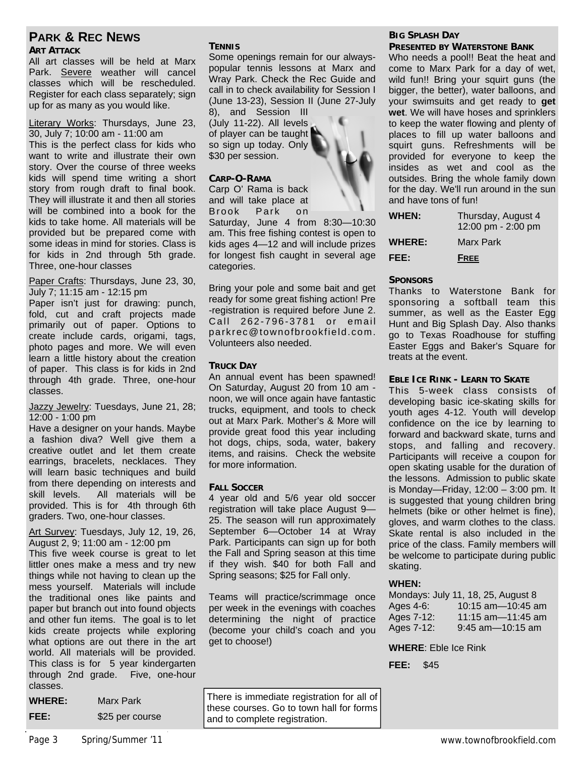## PARK & REC NEWS

### ART ATTACK

All art classes will be held at Marx Park. Severe weather will cancel classes which will be rescheduled. Register for each class separately; sign up for as many as you would like.

Literary Works: Thursdays, June 23, 30, July 7; 10:00 am - 11:00 am
This is the perfect class for kids who want to write and illustrate their own story. Over the course of three weeks kids will spend time writing a short story from rough draft to final book. They will illustrate it and then all stories will be combined into a book for the kids to take home. All materials will be provided but be prepared come with some ideas in mind for stories. Class is for kids in 2nd through 5th grade. Three, one-hour classes

Paper Crafts: Thursdays, June 23, 30, July 7; 11:15 am - 12:15 pm
Paper isn't just for drawing: punch, fold, cut and craft projects made primarily out of paper. Options to create include cards, origami, tags, photo pages and more. We will even learn a little history about the creation of paper. This class is for kids in 2nd through 4th grade. Three, one-hour classes.

Jazzy Jewelry: Tuesdays, June 21, 28; 12:00 - 1:00 pm
Have a designer on your hands. Maybe a fashion diva? Well give them a creative outlet and let them create earrings, bracelets, necklaces. They will learn basic techniques and build from there depending on interests and skill levels. All materials will be provided. This is for 4th through 6th graders. Two, one-hour classes.

Art Survey: Tuesdays, July 12, 19, 26, August 2, 9; 11:00 am - 12:00 pm
This five week course is great to let littler ones make a mess and try new things while not having to clean up the mess yourself. Materials will include the traditional ones like paints and paper but branch out into found objects and other fun items. The goal is to let kids create projects while exploring what options are out there in the art world. All materials will be provided. This class is for 5 year kindergarten through 2nd grade. Five, one-hour classes.

**WHERE:** Marx Park

**FEE:** $25 per course

### TENNIS

Some openings remain for our always-popular tennis lessons at Marx and Wray Park. Check the Rec Guide and call in to check availability for Session I (June 13-23), Session II (June 27-July 8), and Session III (July 11-22). All levels of player can be taught so sign up today. Only $30 per session.

### CARP-O-RAMA

Carp O' Rama is back and will take place at Brook Park on Saturday, June 4 from 8:30—10:30 am. This free fishing contest is open to kids ages 4—12 and will include prizes for longest fish caught in several age categories.

Bring your pole and some bait and get ready for some great fishing action! Pre-registration is required before June 2. Call 262-796-3781 or email parkrec@townofbrookfield.com. Volunteers also needed.

### TRUCK DAY

An annual event has been spawned! On Saturday, August 20 from 10 am - noon, we will once again have fantastic trucks, equipment, and tools to check out at Marx Park. Mother's & More will provide great food this year including hot dogs, chips, soda, water, bakery items, and raisins. Check the website for more information.

### FALL SOCCER

4 year old and 5/6 year old soccer registration will take place August 9—25. The season will run approximately September 6—October 14 at Wray Park. Participants can sign up for both the Fall and Spring season at this time if they wish. $40 for both Fall and Spring seasons; $25 for Fall only.

Teams will practice/scrimmage once per week in the evenings with coaches determining the night of practice (become your child's coach and you get to choose!)

There is immediate registration for all of these courses. Go to town hall for forms and to complete registration.

### BIG SPLASH DAY
### PRESENTED BY WATERSTONE BANK

Who needs a pool!! Beat the heat and come to Marx Park for a day of wet, wild fun!! Bring your squirt guns (the bigger, the better), water balloons, and your swimsuits and get ready to **get wet**. We will have hoses and sprinklers to keep the water flowing and plenty of places to fill up water balloons and squirt guns. Refreshments will be provided for everyone to keep the insides as wet and cool as the outsides. Bring the whole family down for the day. We'll run around in the sun and have tons of fun!

**WHEN:** Thursday, August 4, 12:00 pm - 2:00 pm

**WHERE:** Marx Park

**FEE:** **FREE**

### SPONSORS

Thanks to Waterstone Bank for sponsoring a softball team this summer, as well as the Easter Egg Hunt and Big Splash Day. Also thanks go to Texas Roadhouse for stuffing Easter Eggs and Baker's Square for treats at the event.

### EBLE ICE RINK - LEARN TO SKATE

This 5-week class consists of developing basic ice-skating skills for youth ages 4-12. Youth will develop confidence on the ice by learning to forward and backward skate, turns and stops, and falling and recovery. Participants will receive a coupon for open skating usable for the duration of the lessons. Admission to public skate is Monday—Friday, 12:00 – 3:00 pm. It is suggested that young children bring helmets (bike or other helmet is fine), gloves, and warm clothes to the class. Skate rental is also included in the price of the class. Family members will be welcome to participate during public skating.

**WHEN:**

Mondays: July 11, 18, 25, August 8

| | |
|---|---|
| Ages 4-6: | 10:15 am—10:45 am |
| Ages 7-12: | 11:15 am—11:45 am |
| Ages 7-12: | 9:45 am—10:15 am |

**WHERE**: Eble Ice Rink

**FEE:** $45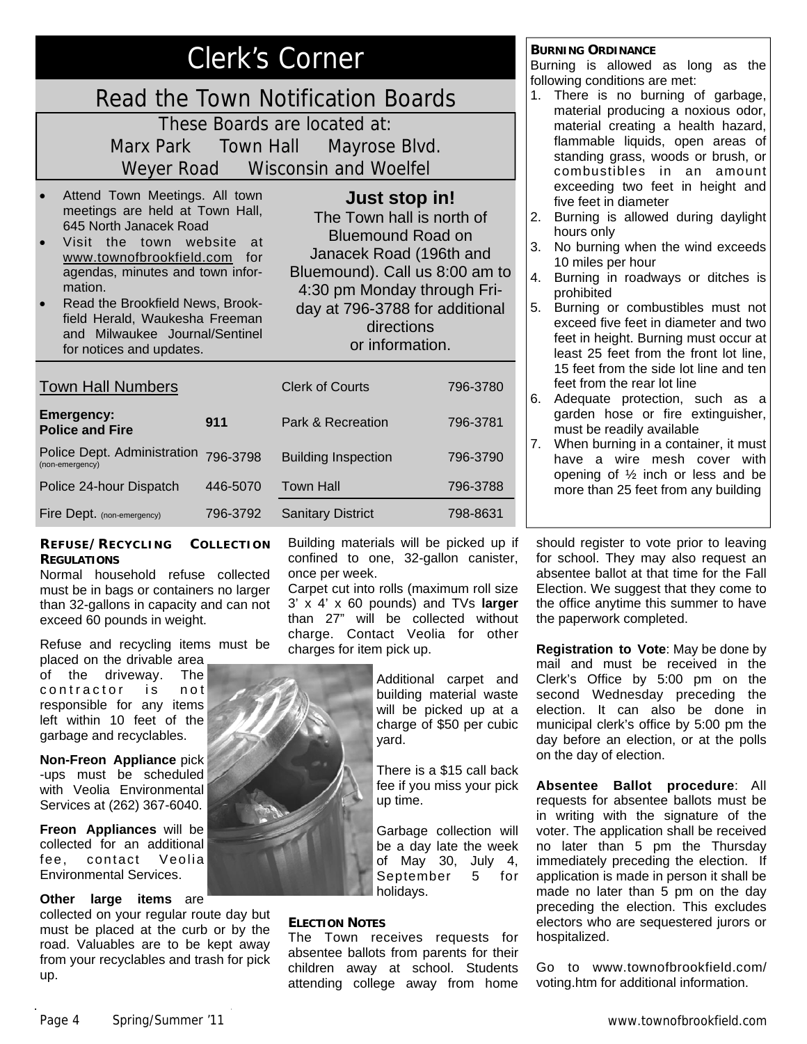# Clerk's Corner

## Read the Town Notification Boards

These Boards are located at:
Marx Park Town Hall Mayrose Blvd.
Weyer Road Wisconsin and Woelfel

- Attend Town Meetings. All town meetings are held at Town Hall, 645 North Janacek Road
- Visit the town website at www.townofbrookfield.com for agendas, minutes and town information.
- Read the Brookfield News, Brookfield Herald, Waukesha Freeman and Milwaukee Journal/Sentinel for notices and updates.

**Just stop in!**
The Town hall is north of Bluemound Road on Janacek Road (196th and Bluemound). Call us 8:00 am to 4:30 pm Monday through Friday at 796-3788 for additional directions or information.

| Town Hall Numbers | | | |
|---|---|---|---|
| **Emergency: Police and Fire** | **911** | Clerk of Courts | 796-3780 |
| Police Dept. Administration (non-emergency) | 796-3798 | Park & Recreation | 796-3781 |
| Police 24-hour Dispatch | 446-5070 | Building Inspection | 796-3790 |
| Fire Dept. (non-emergency) | 796-3792 | Town Hall | 796-3788 |
| | | Sanitary District | 798-8631 |

### Burning Ordinance

Burning is allowed as long as the following conditions are met:

1. There is no burning of garbage, material producing a noxious odor, material creating a health hazard, flammable liquids, open areas of standing grass, woods or brush, or combustibles in an amount exceeding two feet in height and five feet in diameter
2. Burning is allowed during daylight hours only
3. No burning when the wind exceeds 10 miles per hour
4. Burning in roadways or ditches is prohibited
5. Burning or combustibles must not exceed five feet in diameter and two feet in height. Burning must occur at least 25 feet from the front lot line, 15 feet from the side lot line and ten feet from the rear lot line
6. Adequate protection, such as a garden hose or fire extinguisher, must be readily available
7. When burning in a container, it must have a wire mesh cover with opening of ½ inch or less and be more than 25 feet from any building

### Refuse/Recycling Collection Regulations

Normal household refuse collected must be in bags or containers no larger than 32-gallons in capacity and can not exceed 60 pounds in weight.

Refuse and recycling items must be placed on the drivable area of the driveway. The contractor is not responsible for any items left within 10 feet of the garbage and recyclables.

**Non-Freon Appliance** pick-ups must be scheduled with Veolia Environmental Services at (262) 367-6040.

**Freon Appliances** will be collected for an additional fee, contact Veolia Environmental Services.

**Other large items** are collected on your regular route day but must be placed at the curb or by the road. Valuables are to be kept away from your recyclables and trash for pick up.

Building materials will be picked up if confined to one, 32-gallon canister, once per week.

Carpet cut into rolls (maximum roll size 3' x 4' x 60 pounds) and TVs **larger** than 27" will be collected without charge. Contact Veolia for other charges for item pick up.

Additional carpet and building material waste will be picked up at a charge of $50 per cubic yard.

There is a $15 call back fee if you miss your pick up time.

Garbage collection will be a day late the week of May 30, July 4, September 5 for holidays.

### Election Notes

The Town receives requests for absentee ballots from parents for their children away at school. Students attending college away from home should register to vote prior to leaving for school. They may also request an absentee ballot at that time for the Fall Election. We suggest that they come to the office anytime this summer to have the paperwork completed.

**Registration to Vote**: May be done by mail and must be received in the Clerk's Office by 5:00 pm on the second Wednesday preceding the election. It can also be done in municipal clerk's office by 5:00 pm the day before an election, or at the polls on the day of election.

**Absentee Ballot procedure**: All requests for absentee ballots must be in writing with the signature of the voter. The application shall be received no later than 5 pm the Thursday immediately preceding the election. If application is made in person it shall be made no later than 5 pm on the day preceding the election. This excludes electors who are sequestered jurors or hospitalized.

Go to www.townofbrookfield.com/voting.htm for additional information.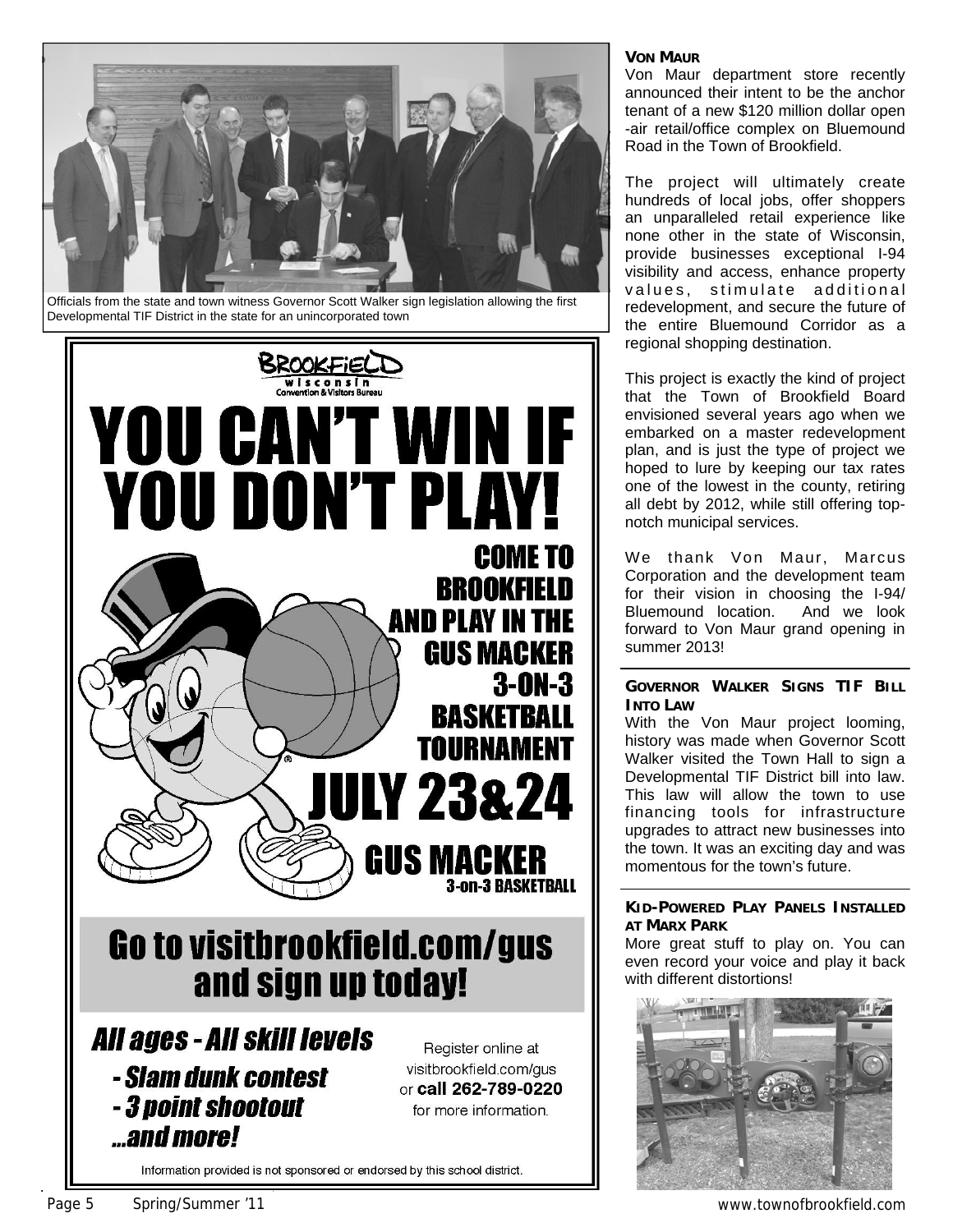Officials from the state and town witness Governor Scott Walker sign legislation allowing the first Developmental TIF District in the state for an unincorporated town

BROOKFIELD wisconsin Convention & Visitors Bureau

# YOU CAN'T WIN IF YOU DON'T PLAY!

COME TO BROOKFIELD AND PLAY IN THE GUS MACKER 3-ON-3 BASKETBALL TOURNAMENT

JULY 23&24

GUS MACKER 3-on-3 BASKETBALL

## Go to visitbrookfield.com/gus and sign up today!

*All ages - All skill levels*

- *Slam dunk contest*
- *3 point shootout*

*...and more!*

Register online at visitbrookfield.com/gus or **call 262-789-0220** for more information.

Information provided is not sponsored or endorsed by this school district.

### VON MAUR

Von Maur department store recently announced their intent to be the anchor tenant of a new $120 million dollar open-air retail/office complex on Bluemound Road in the Town of Brookfield.

The project will ultimately create hundreds of local jobs, offer shoppers an unparalleled retail experience like none other in the state of Wisconsin, provide businesses exceptional I-94 visibility and access, enhance property values, stimulate additional redevelopment, and secure the future of the entire Bluemound Corridor as a regional shopping destination.

This project is exactly the kind of project that the Town of Brookfield Board envisioned several years ago when we embarked on a master redevelopment plan, and is just the type of project we hoped to lure by keeping our tax rates one of the lowest in the county, retiring all debt by 2012, while still offering top-notch municipal services.

We thank Von Maur, Marcus Corporation and the development team for their vision in choosing the I-94/ Bluemound location. And we look forward to Von Maur grand opening in summer 2013!

### GOVERNOR WALKER SIGNS TIF BILL INTO LAW

With the Von Maur project looming, history was made when Governor Scott Walker visited the Town Hall to sign a Developmental TIF District bill into law. This law will allow the town to use financing tools for infrastructure upgrades to attract new businesses into the town. It was an exciting day and was momentous for the town's future.

### KID-POWERED PLAY PANELS INSTALLED AT MARX PARK

More great stuff to play on. You can even record your voice and play it back with different distortions!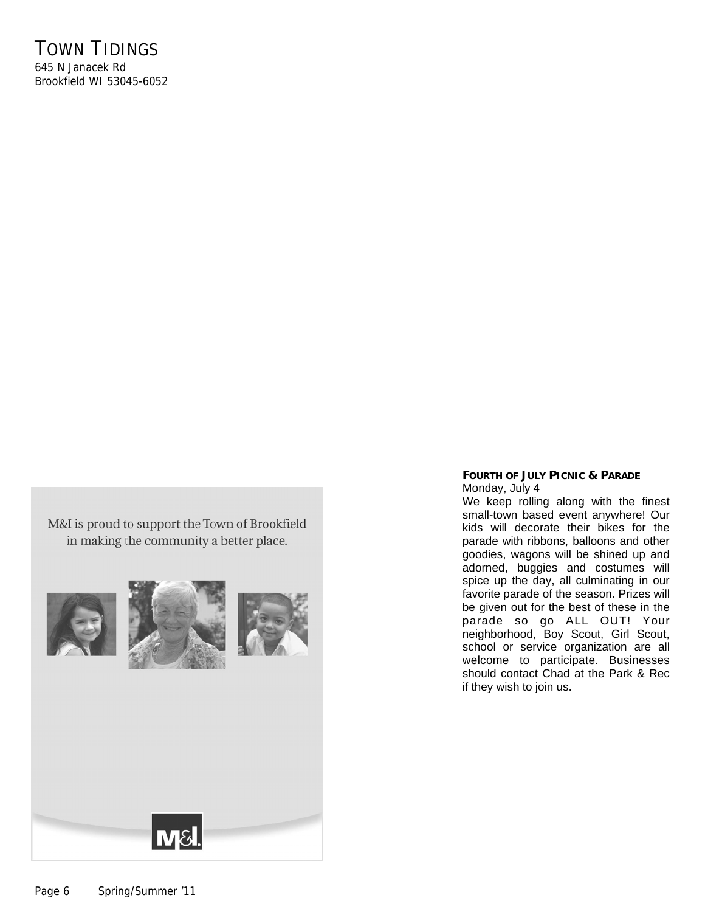TOWN TIDINGS
645 N Janacek Rd
Brookfield WI 53045-6052

M&I is proud to support the Town of Brookfield in making the community a better place.

M&I

**FOURTH OF JULY PICNIC & PARADE**

Monday, July 4

We keep rolling along with the finest small-town based event anywhere! Our kids will decorate their bikes for the parade with ribbons, balloons and other goodies, wagons will be shined up and adorned, buggies and costumes will spice up the day, all culminating in our favorite parade of the season. Prizes will be given out for the best of these in the parade so go ALL OUT! Your neighborhood, Boy Scout, Girl Scout, school or service organization are all welcome to participate. Businesses should contact Chad at the Park & Rec if they wish to join us.